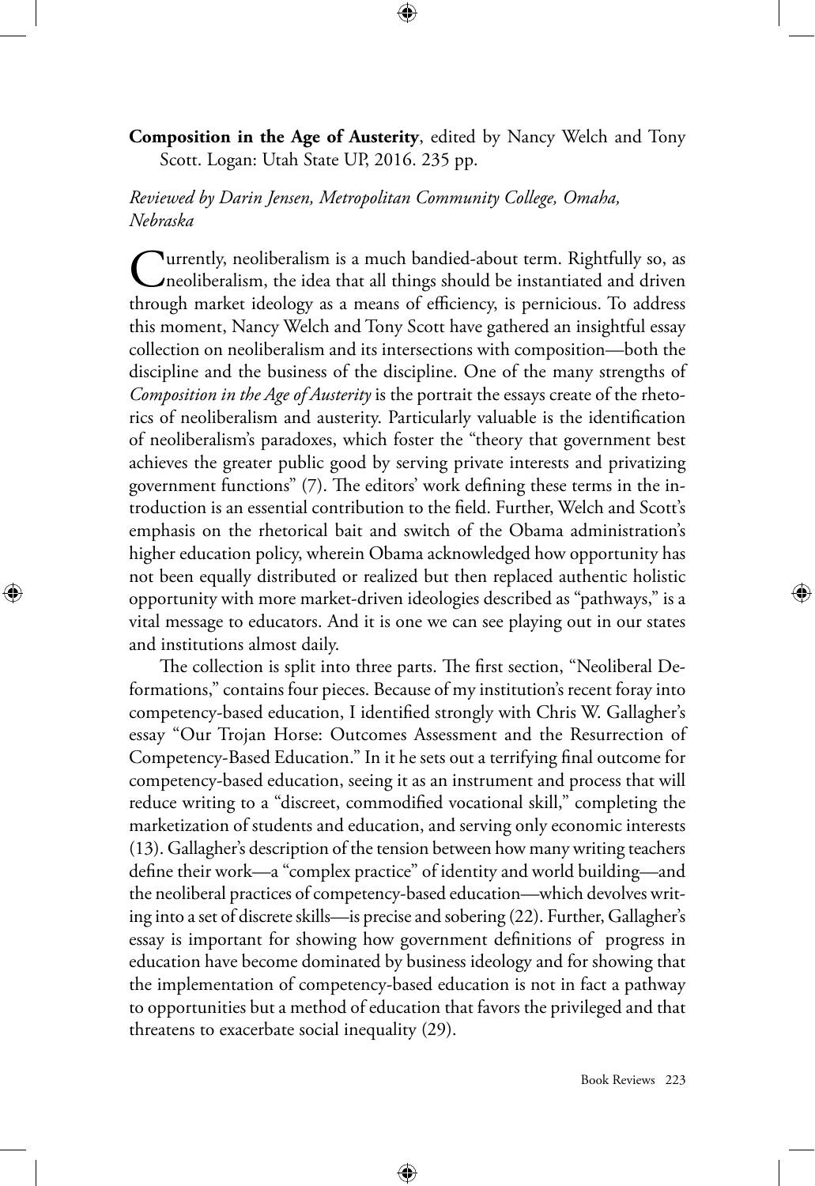**Composition in the Age of Austerity**, edited by Nancy Welch and Tony Scott. Logan: Utah State UP, 2016. 235 pp.

*Reviewed by Darin Jensen, Metropolitan Community College, Omaha, Nebraska*

Currently, neoliberalism is a much bandied-about term. Rightfully so, as neoliberalism, the idea that all things should be instantiated and driven through market ideology as a means of efficiency, is pernicious. To address this moment, Nancy Welch and Tony Scott have gathered an insightful essay collection on neoliberalism and its intersections with composition—both the discipline and the business of the discipline. One of the many strengths of *Composition in the Age of Austerity* is the portrait the essays create of the rhetorics of neoliberalism and austerity. Particularly valuable is the identification of neoliberalism's paradoxes, which foster the "theory that government best achieves the greater public good by serving private interests and privatizing government functions" (7). The editors' work defining these terms in the introduction is an essential contribution to the field. Further, Welch and Scott's emphasis on the rhetorical bait and switch of the Obama administration's higher education policy, wherein Obama acknowledged how opportunity has not been equally distributed or realized but then replaced authentic holistic opportunity with more market-driven ideologies described as "pathways," is a vital message to educators. And it is one we can see playing out in our states and institutions almost daily.

The collection is split into three parts. The first section, "Neoliberal Deformations," contains four pieces. Because of my institution's recent foray into competency-based education, I identified strongly with Chris W. Gallagher's essay "Our Trojan Horse: Outcomes Assessment and the Resurrection of Competency-Based Education." In it he sets out a terrifying final outcome for competency-based education, seeing it as an instrument and process that will reduce writing to a "discreet, commodified vocational skill," completing the marketization of students and education, and serving only economic interests (13). Gallagher's description of the tension between how many writing teachers define their work—a "complex practice" of identity and world building—and the neoliberal practices of competency-based education—which devolves writing into a set of discrete skills—is precise and sobering (22). Further, Gallagher's essay is important for showing how government definitions of progress in education have become dominated by business ideology and for showing that the implementation of competency-based education is not in fact a pathway to opportunities but a method of education that favors the privileged and that threatens to exacerbate social inequality (29).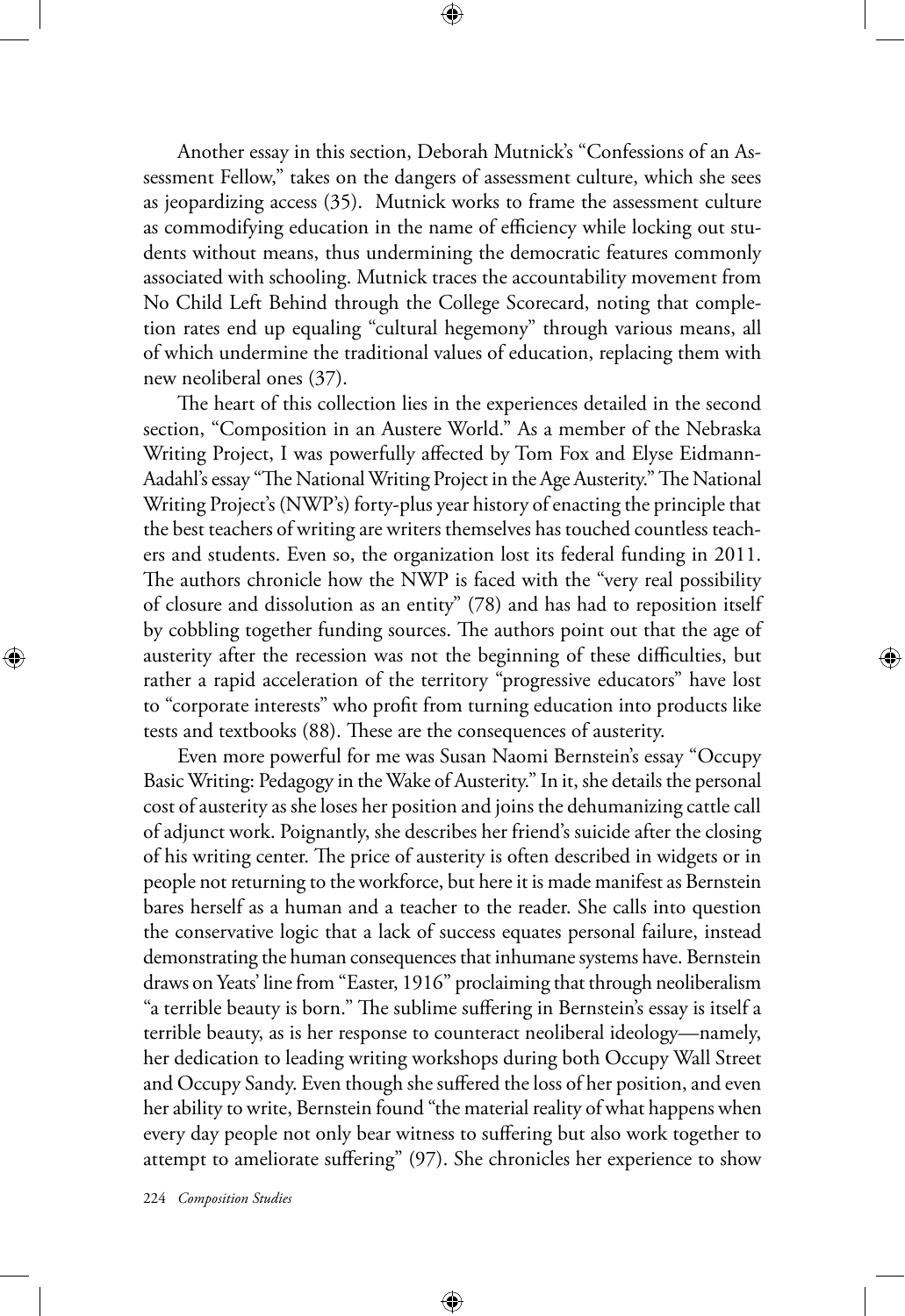Another essay in this section, Deborah Mutnick's "Confessions of an Assessment Fellow," takes on the dangers of assessment culture, which she sees as jeopardizing access (35). Mutnick works to frame the assessment culture as commodifying education in the name of efficiency while locking out students without means, thus undermining the democratic features commonly associated with schooling. Mutnick traces the accountability movement from No Child Left Behind through the College Scorecard, noting that completion rates end up equaling "cultural hegemony" through various means, all of which undermine the traditional values of education, replacing them with new neoliberal ones (37).

The heart of this collection lies in the experiences detailed in the second section, "Composition in an Austere World." As a member of the Nebraska Writing Project, I was powerfully affected by Tom Fox and Elyse Eidmann-Aadahl's essay "The National Writing Project in the Age Austerity." The National Writing Project's (NWP's) forty-plus year history of enacting the principle that the best teachers of writing are writers themselves has touched countless teachers and students. Even so, the organization lost its federal funding in 2011. The authors chronicle how the NWP is faced with the "very real possibility of closure and dissolution as an entity" (78) and has had to reposition itself by cobbling together funding sources. The authors point out that the age of austerity after the recession was not the beginning of these difficulties, but rather a rapid acceleration of the territory "progressive educators" have lost to "corporate interests" who profit from turning education into products like tests and textbooks (88). These are the consequences of austerity.

Even more powerful for me was Susan Naomi Bernstein's essay "Occupy Basic Writing: Pedagogy in the Wake of Austerity." In it, she details the personal cost of austerity as she loses her position and joins the dehumanizing cattle call of adjunct work. Poignantly, she describes her friend's suicide after the closing of his writing center. The price of austerity is often described in widgets or in people not returning to the workforce, but here it is made manifest as Bernstein bares herself as a human and a teacher to the reader. She calls into question the conservative logic that a lack of success equates personal failure, instead demonstrating the human consequences that inhumane systems have. Bernstein draws on Yeats' line from "Easter, 1916" proclaiming that through neoliberalism "a terrible beauty is born." The sublime suffering in Bernstein's essay is itself a terrible beauty, as is her response to counteract neoliberal ideology—namely, her dedication to leading writing workshops during both Occupy Wall Street and Occupy Sandy. Even though she suffered the loss of her position, and even her ability to write, Bernstein found "the material reality of what happens when every day people not only bear witness to suffering but also work together to attempt to ameliorate suffering" (97). She chronicles her experience to show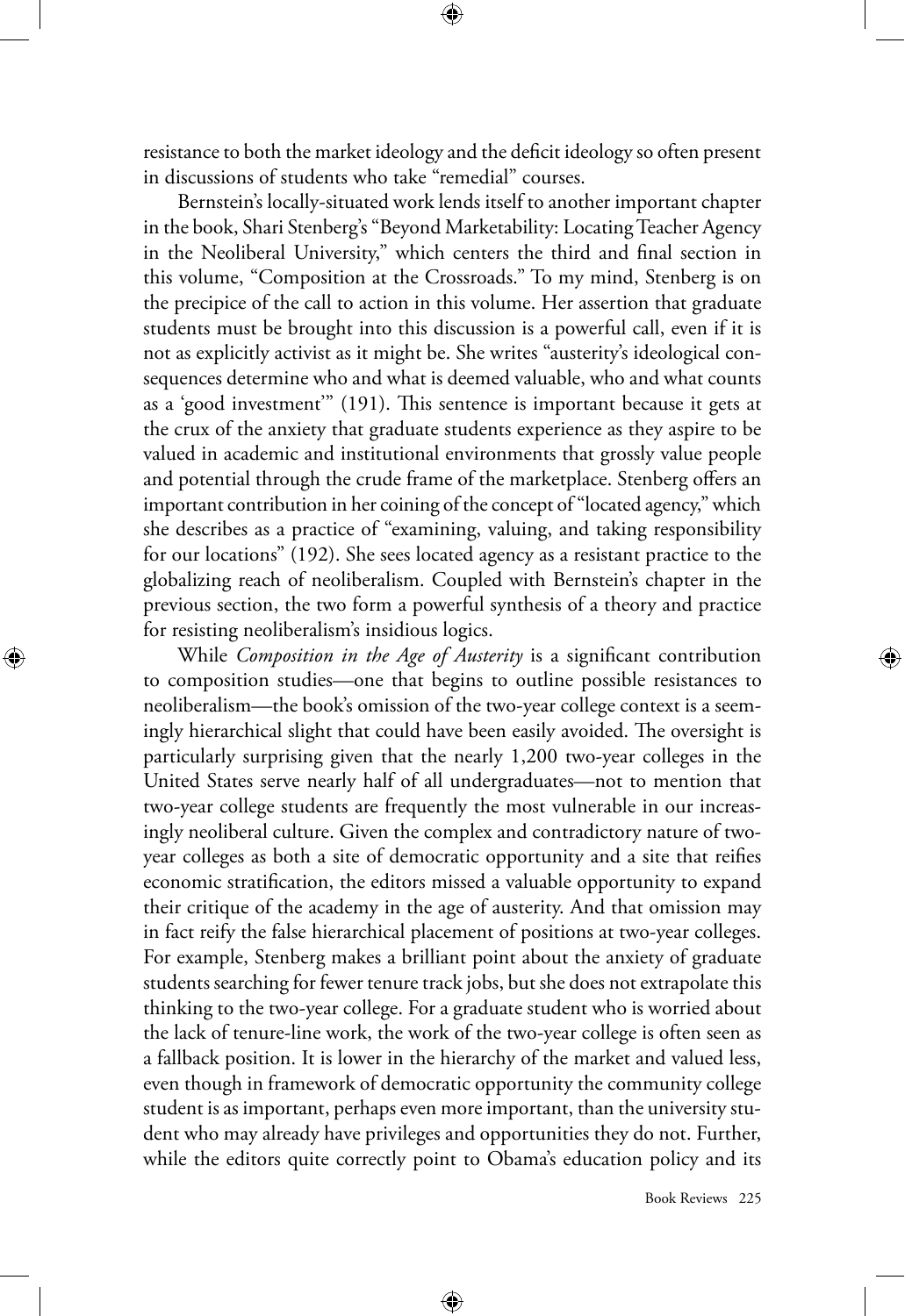resistance to both the market ideology and the deficit ideology so often present in discussions of students who take "remedial" courses.

Bernstein's locally-situated work lends itself to another important chapter in the book, Shari Stenberg's "Beyond Marketability: Locating Teacher Agency in the Neoliberal University," which centers the third and final section in this volume, "Composition at the Crossroads." To my mind, Stenberg is on the precipice of the call to action in this volume. Her assertion that graduate students must be brought into this discussion is a powerful call, even if it is not as explicitly activist as it might be. She writes "austerity's ideological consequences determine who and what is deemed valuable, who and what counts as a 'good investment'" (191). This sentence is important because it gets at the crux of the anxiety that graduate students experience as they aspire to be valued in academic and institutional environments that grossly value people and potential through the crude frame of the marketplace. Stenberg offers an important contribution in her coining of the concept of "located agency," which she describes as a practice of "examining, valuing, and taking responsibility for our locations" (192). She sees located agency as a resistant practice to the globalizing reach of neoliberalism. Coupled with Bernstein's chapter in the previous section, the two form a powerful synthesis of a theory and practice for resisting neoliberalism's insidious logics.

While *Composition in the Age of Austerity* is a significant contribution to composition studies—one that begins to outline possible resistances to neoliberalism—the book's omission of the two-year college context is a seemingly hierarchical slight that could have been easily avoided. The oversight is particularly surprising given that the nearly 1,200 two-year colleges in the United States serve nearly half of all undergraduates—not to mention that two-year college students are frequently the most vulnerable in our increasingly neoliberal culture. Given the complex and contradictory nature of two-year colleges as both a site of democratic opportunity and a site that reifies economic stratification, the editors missed a valuable opportunity to expand their critique of the academy in the age of austerity. And that omission may in fact reify the false hierarchical placement of positions at two-year colleges. For example, Stenberg makes a brilliant point about the anxiety of graduate students searching for fewer tenure track jobs, but she does not extrapolate this thinking to the two-year college. For a graduate student who is worried about the lack of tenure-line work, the work of the two-year college is often seen as a fallback position. It is lower in the hierarchy of the market and valued less, even though in framework of democratic opportunity the community college student is as important, perhaps even more important, than the university student who may already have privileges and opportunities they do not. Further, while the editors quite correctly point to Obama's education policy and its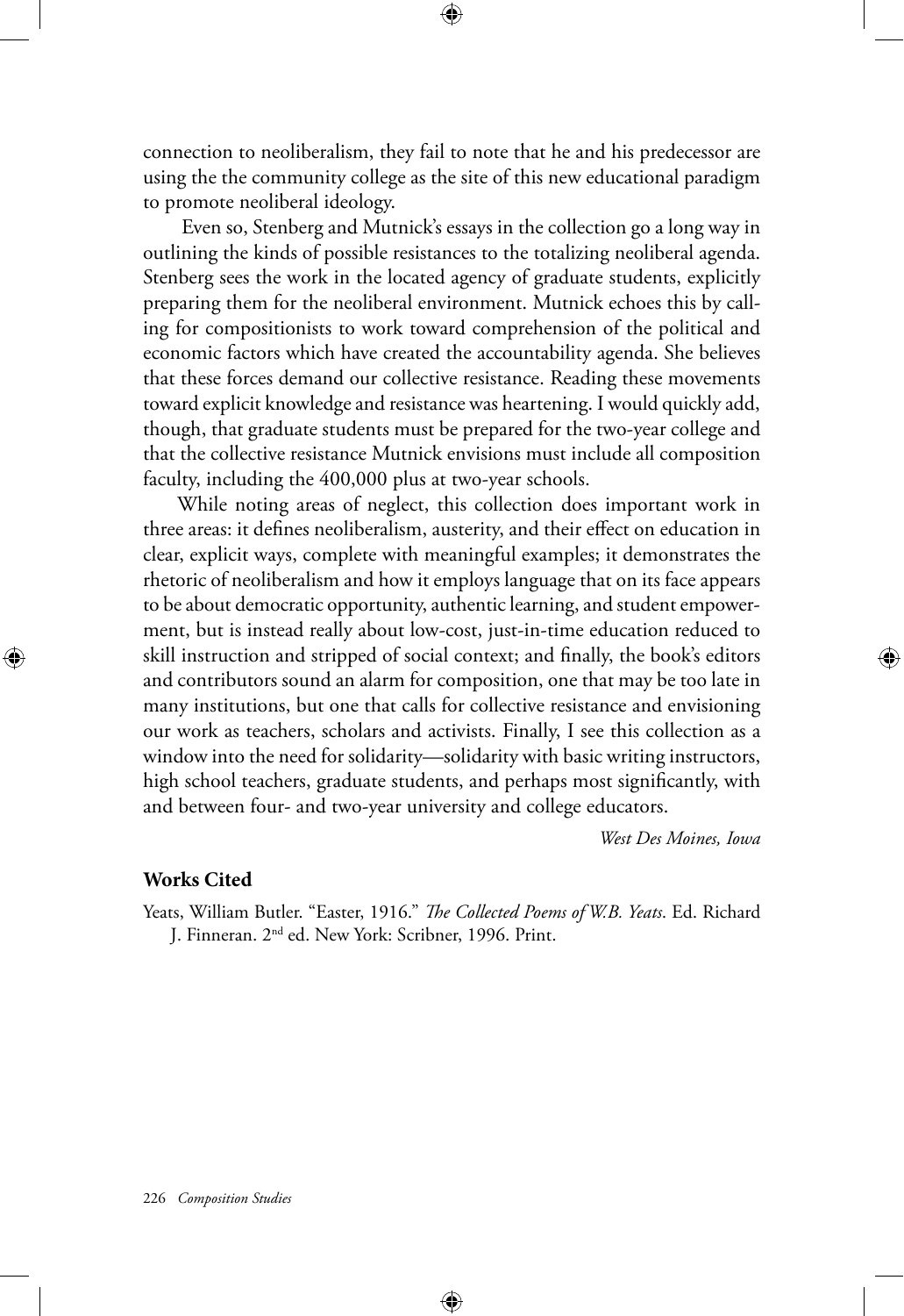connection to neoliberalism, they fail to note that he and his predecessor are using the the community college as the site of this new educational paradigm to promote neoliberal ideology.

Even so, Stenberg and Mutnick's essays in the collection go a long way in outlining the kinds of possible resistances to the totalizing neoliberal agenda. Stenberg sees the work in the located agency of graduate students, explicitly preparing them for the neoliberal environment. Mutnick echoes this by calling for compositionists to work toward comprehension of the political and economic factors which have created the accountability agenda. She believes that these forces demand our collective resistance. Reading these movements toward explicit knowledge and resistance was heartening. I would quickly add, though, that graduate students must be prepared for the two-year college and that the collective resistance Mutnick envisions must include all composition faculty, including the 400,000 plus at two-year schools.

While noting areas of neglect, this collection does important work in three areas: it defines neoliberalism, austerity, and their effect on education in clear, explicit ways, complete with meaningful examples; it demonstrates the rhetoric of neoliberalism and how it employs language that on its face appears to be about democratic opportunity, authentic learning, and student empowerment, but is instead really about low-cost, just-in-time education reduced to skill instruction and stripped of social context; and finally, the book's editors and contributors sound an alarm for composition, one that may be too late in many institutions, but one that calls for collective resistance and envisioning our work as teachers, scholars and activists. Finally, I see this collection as a window into the need for solidarity—solidarity with basic writing instructors, high school teachers, graduate students, and perhaps most significantly, with and between four- and two-year university and college educators.

*West Des Moines, Iowa*

## Works Cited

Yeats, William Butler. "Easter, 1916." *The Collected Poems of W.B. Yeats*. Ed. Richard J. Finneran. 2nd ed. New York: Scribner, 1996. Print.